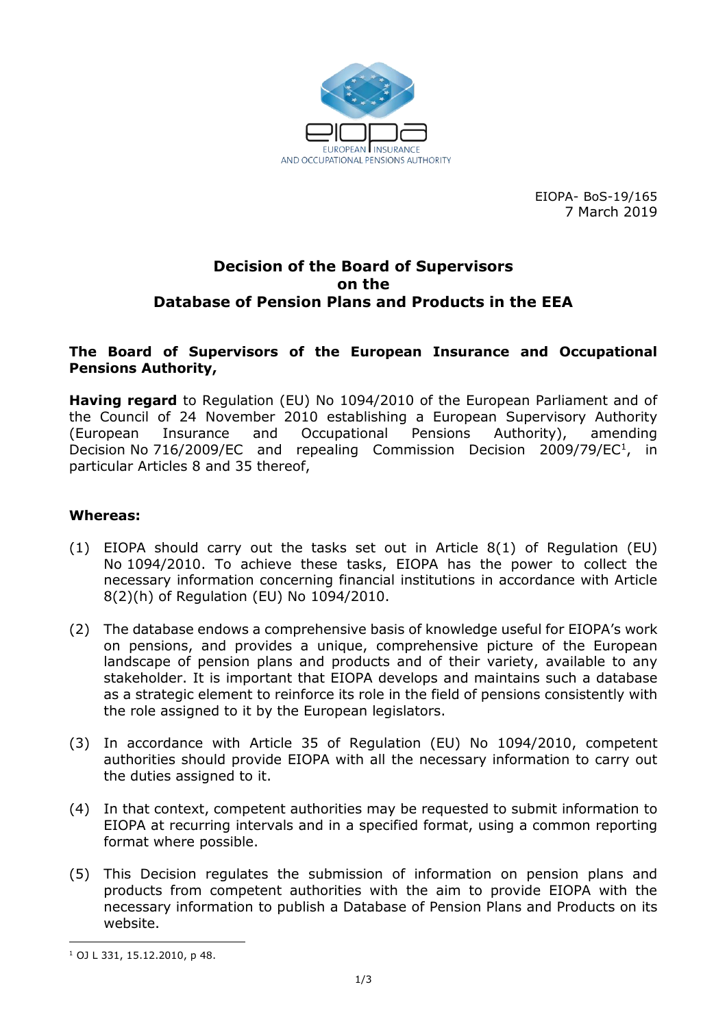EIOPA- BoS-19/165
7 March 2019

# Decision of the Board of Supervisors on the Database of Pension Plans and Products in the EEA

**The Board of Supervisors of the European Insurance and Occupational Pensions Authority,**

**Having regard** to Regulation (EU) No 1094/2010 of the European Parliament and of the Council of 24 November 2010 establishing a European Supervisory Authority (European Insurance and Occupational Pensions Authority), amending Decision No 716/2009/EC and repealing Commission Decision 2009/79/EC[1], in particular Articles 8 and 35 thereof,

**Whereas:**

(1) EIOPA should carry out the tasks set out in Article 8(1) of Regulation (EU) No 1094/2010. To achieve these tasks, EIOPA has the power to collect the necessary information concerning financial institutions in accordance with Article 8(2)(h) of Regulation (EU) No 1094/2010.

(2) The database endows a comprehensive basis of knowledge useful for EIOPA's work on pensions, and provides a unique, comprehensive picture of the European landscape of pension plans and products and of their variety, available to any stakeholder. It is important that EIOPA develops and maintains such a database as a strategic element to reinforce its role in the field of pensions consistently with the role assigned to it by the European legislators.

(3) In accordance with Article 35 of Regulation (EU) No 1094/2010, competent authorities should provide EIOPA with all the necessary information to carry out the duties assigned to it.

(4) In that context, competent authorities may be requested to submit information to EIOPA at recurring intervals and in a specified format, using a common reporting format where possible.

(5) This Decision regulates the submission of information on pension plans and products from competent authorities with the aim to provide EIOPA with the necessary information to publish a Database of Pension Plans and Products on its website.

[1] OJ L 331, 15.12.2010, p 48.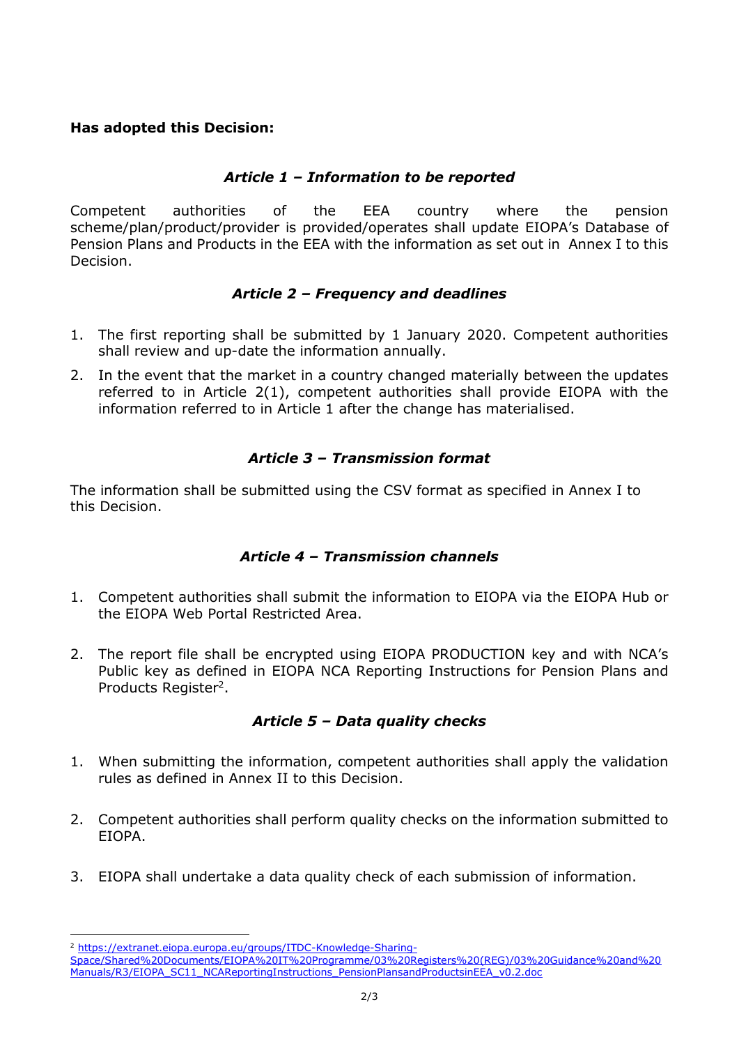**Has adopted this Decision:**

### *Article 1 – Information to be reported*

Competent authorities of the EEA country where the pension scheme/plan/product/provider is provided/operates shall update EIOPA's Database of Pension Plans and Products in the EEA with the information as set out in Annex I to this Decision.

### *Article 2 – Frequency and deadlines*

1. The first reporting shall be submitted by 1 January 2020. Competent authorities shall review and up-date the information annually.
2. In the event that the market in a country changed materially between the updates referred to in Article 2(1), competent authorities shall provide EIOPA with the information referred to in Article 1 after the change has materialised.

### *Article 3 – Transmission format*

The information shall be submitted using the CSV format as specified in Annex I to this Decision.

### *Article 4 – Transmission channels*

1. Competent authorities shall submit the information to EIOPA via the EIOPA Hub or the EIOPA Web Portal Restricted Area.
2. The report file shall be encrypted using EIOPA PRODUCTION key and with NCA's Public key as defined in EIOPA NCA Reporting Instructions for Pension Plans and Products Register[2].

### *Article 5 – Data quality checks*

1. When submitting the information, competent authorities shall apply the validation rules as defined in Annex II to this Decision.
2. Competent authorities shall perform quality checks on the information submitted to EIOPA.
3. EIOPA shall undertake a data quality check of each submission of information.

---

[2] https://extranet.eiopa.europa.eu/groups/ITDC-Knowledge-Sharing-Space/Shared%20Documents/EIOPA%20IT%20Programme/03%20Registers%20(REG)/03%20Guidance%20and%20Manuals/R3/EIOPA_SC11_NCAReportingInstructions_PensionPlansandProductsinEEA_v0.2.doc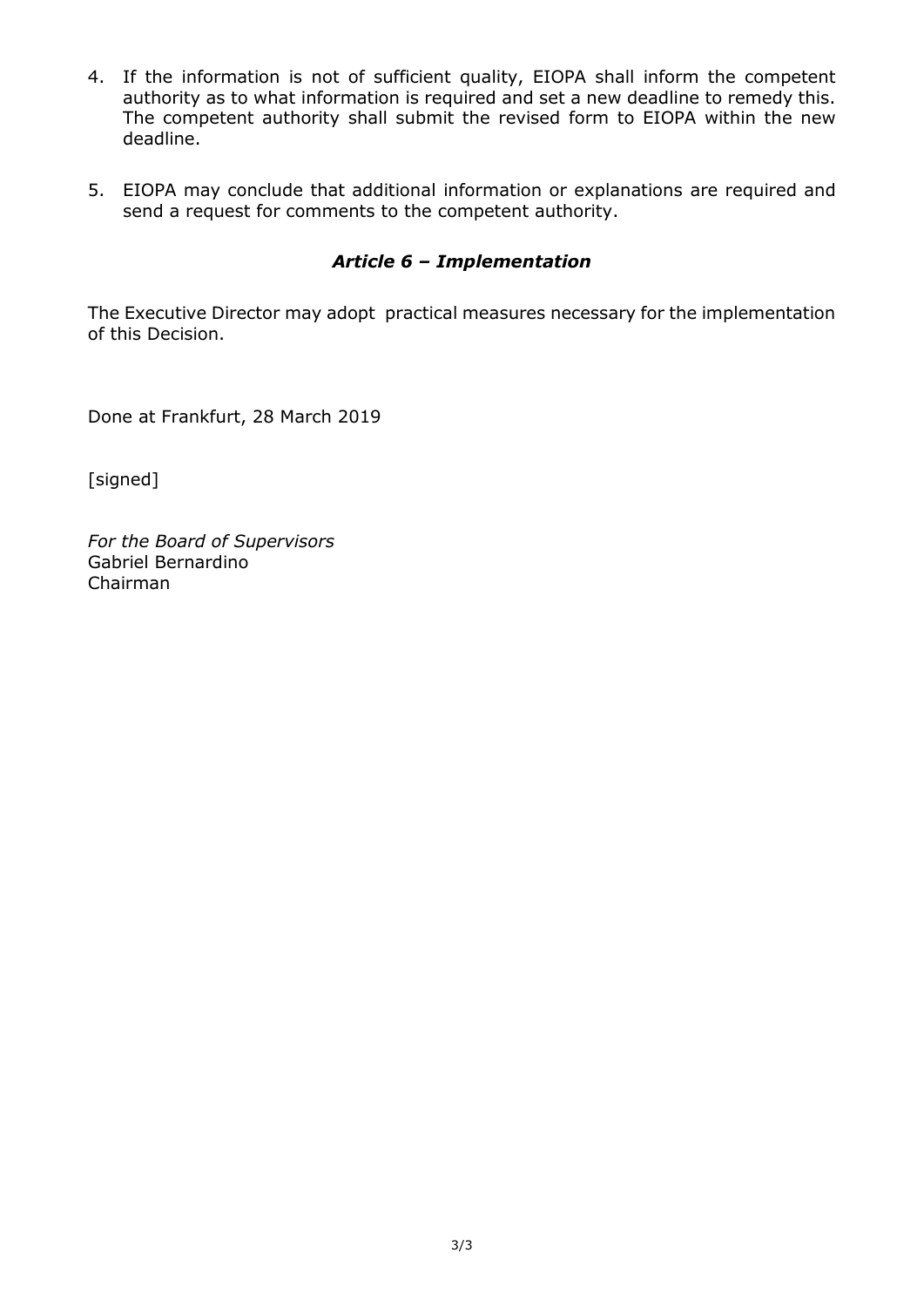4. If the information is not of sufficient quality, EIOPA shall inform the competent authority as to what information is required and set a new deadline to remedy this. The competent authority shall submit the revised form to EIOPA within the new deadline.

5. EIOPA may conclude that additional information or explanations are required and send a request for comments to the competent authority.

### *Article 6 – Implementation*

The Executive Director may adopt practical measures necessary for the implementation of this Decision.

Done at Frankfurt, 28 March 2019

[signed]

*For the Board of Supervisors*
Gabriel Bernardino
Chairman